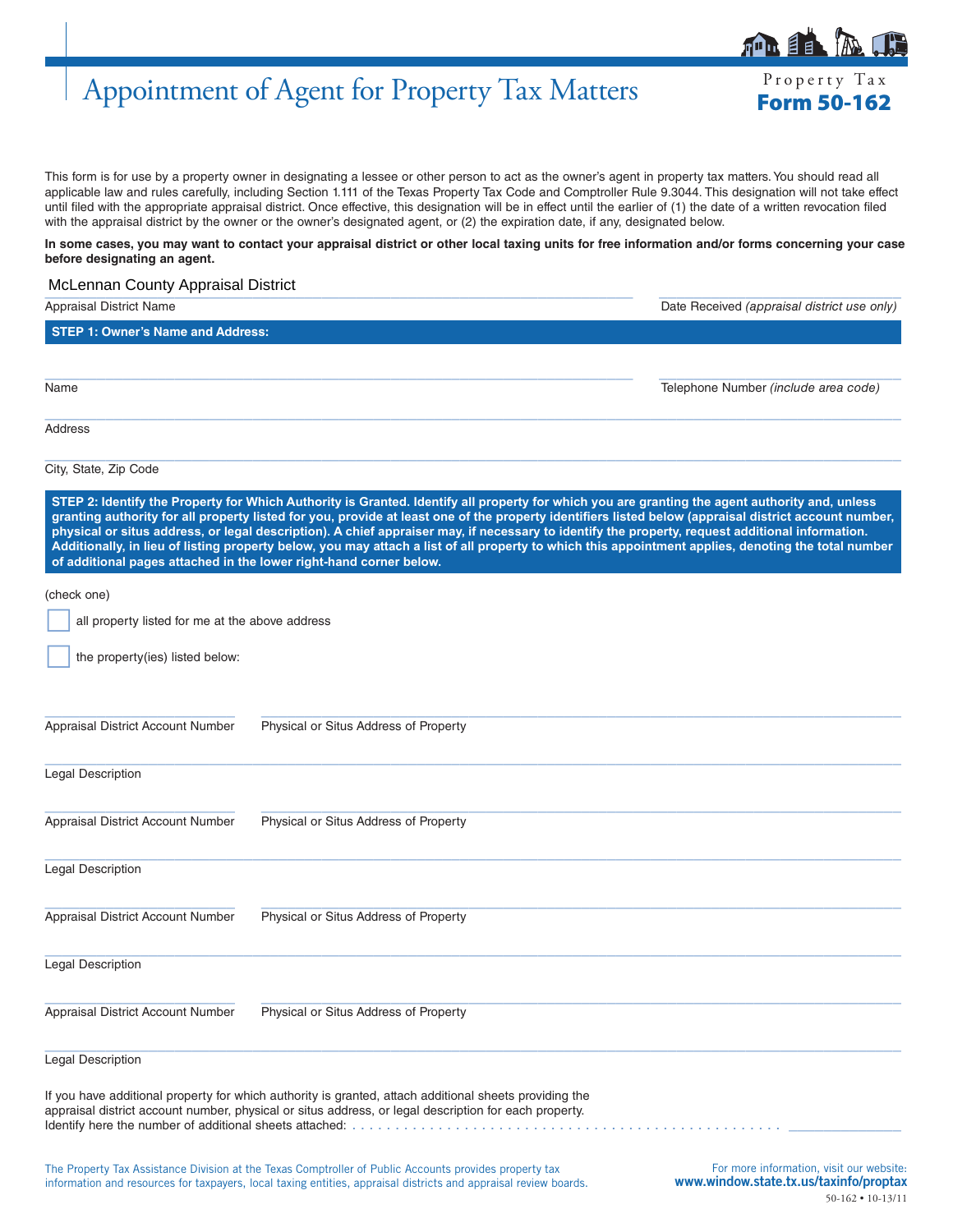# Appointment of Agent for Property Tax Matters

Property Tax
**Form 50-162**

This form is for use by a property owner in designating a lessee or other person to act as the owner's agent in property tax matters. You should read all applicable law and rules carefully, including Section 1.111 of the Texas Property Tax Code and Comptroller Rule 9.3044. This designation will not take effect until filed with the appropriate appraisal district. Once effective, this designation will be in effect until the earlier of (1) the date of a written revocation filed with the appraisal district by the owner or the owner's designated agent, or (2) the expiration date, if any, designated below.

**In some cases, you may want to contact your appraisal district or other local taxing units for free information and/or forms concerning your case before designating an agent.**

McLennan County Appraisal District
Appraisal District Name

Date Received *(appraisal district use only)*

**STEP 1: Owner's Name and Address:**

Name

Telephone Number *(include area code)*

Address

City, State, Zip Code

**STEP 2: Identify the Property for Which Authority is Granted. Identify all property for which you are granting the agent authority and, unless granting authority for all property listed for you, provide at least one of the property identifiers listed below (appraisal district account number, physical or situs address, or legal description). A chief appraiser may, if necessary to identify the property, request additional information. Additionally, in lieu of listing property below, you may attach a list of all property to which this appointment applies, denoting the total number of additional pages attached in the lower right-hand corner below.**

(check one)

☐ all property listed for me at the above address

☐ the property(ies) listed below:

Appraisal District Account Number — Physical or Situs Address of Property

Legal Description

Appraisal District Account Number — Physical or Situs Address of Property

Legal Description

Appraisal District Account Number — Physical or Situs Address of Property

Legal Description

Appraisal District Account Number — Physical or Situs Address of Property

Legal Description

If you have additional property for which authority is granted, attach additional sheets providing the appraisal district account number, physical or situs address, or legal description for each property.
Identify here the number of additional sheets attached: ____________

The Property Tax Assistance Division at the Texas Comptroller of Public Accounts provides property tax information and resources for taxpayers, local taxing entities, appraisal districts and appraisal review boards.

For more information, visit our website:
**www.window.state.tx.us/taxinfo/proptax**

50-162 • 10-13/11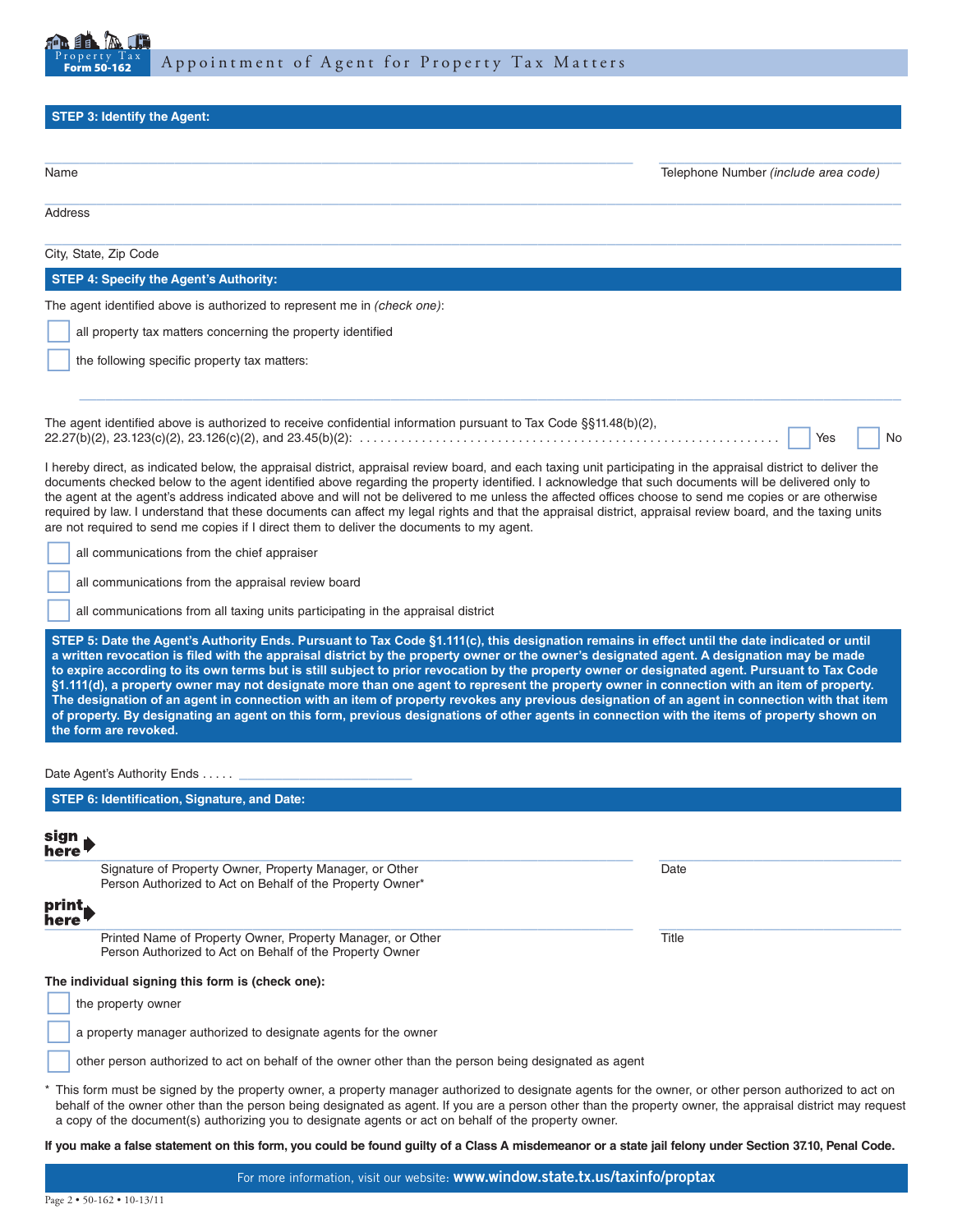## Appointment of Agent for Property Tax Matters

Property Tax
**Form 50-162**

### STEP 3: Identify the Agent:

Name ____________________ Telephone Number *(include area code)* ____________________

Address ____________________

City, State, Zip Code ____________________

### STEP 4: Specify the Agent's Authority:

The agent identified above is authorized to represent me in *(check one)*:

☐ all property tax matters concerning the property identified

☐ the following specific property tax matters:

____________________

The agent identified above is authorized to receive confidential information pursuant to Tax Code §§11.48(b)(2), 22.27(b)(2), 23.123(c)(2), 23.126(c)(2), and 23.45(b)(2): . . . . . ☐ Yes ☐ No

I hereby direct, as indicated below, the appraisal district, appraisal review board, and each taxing unit participating in the appraisal district to deliver the documents checked below to the agent identified above regarding the property identified. I acknowledge that such documents will be delivered only to the agent at the agent's address indicated above and will not be delivered to me unless the affected offices choose to send me copies or are otherwise required by law. I understand that these documents can affect my legal rights and that the appraisal district, appraisal review board, and the taxing units are not required to send me copies if I direct them to deliver the documents to my agent.

☐ all communications from the chief appraiser

☐ all communications from the appraisal review board

☐ all communications from all taxing units participating in the appraisal district

### STEP 5: Date the Agent's Authority Ends. Pursuant to Tax Code §1.111(c), this designation remains in effect until the date indicated or until a written revocation is filed with the appraisal district by the property owner or the owner's designated agent. A designation may be made to expire according to its own terms but is still subject to prior revocation by the property owner or designated agent. Pursuant to Tax Code §1.111(d), a property owner may not designate more than one agent to represent the property owner in connection with an item of property. The designation of an agent in connection with an item of property revokes any previous designation of an agent in connection with that item of property. By designating an agent on this form, previous designations of other agents in connection with the items of property shown on the form are revoked.

Date Agent's Authority Ends . . . . . ____________________

### STEP 6: Identification, Signature, and Date:

**sign here** ____________________ ____________________

Signature of Property Owner, Property Manager, or Other Person Authorized to Act on Behalf of the Property Owner* — Date

**print here** ____________________ ____________________

Printed Name of Property Owner, Property Manager, or Other Person Authorized to Act on Behalf of the Property Owner — Title

**The individual signing this form is (check one):**

☐ the property owner

☐ a property manager authorized to designate agents for the owner

☐ other person authorized to act on behalf of the owner other than the person being designated as agent

* This form must be signed by the property owner, a property manager authorized to designate agents for the owner, or other person authorized to act on behalf of the owner other than the person being designated as agent. If you are a person other than the property owner, the appraisal district may request a copy of the document(s) authorizing you to designate agents or act on behalf of the property owner.

**If you make a false statement on this form, you could be found guilty of a Class A misdemeanor or a state jail felony under Section 37.10, Penal Code.**

For more information, visit our website: **www.window.state.tx.us/taxinfo/proptax**